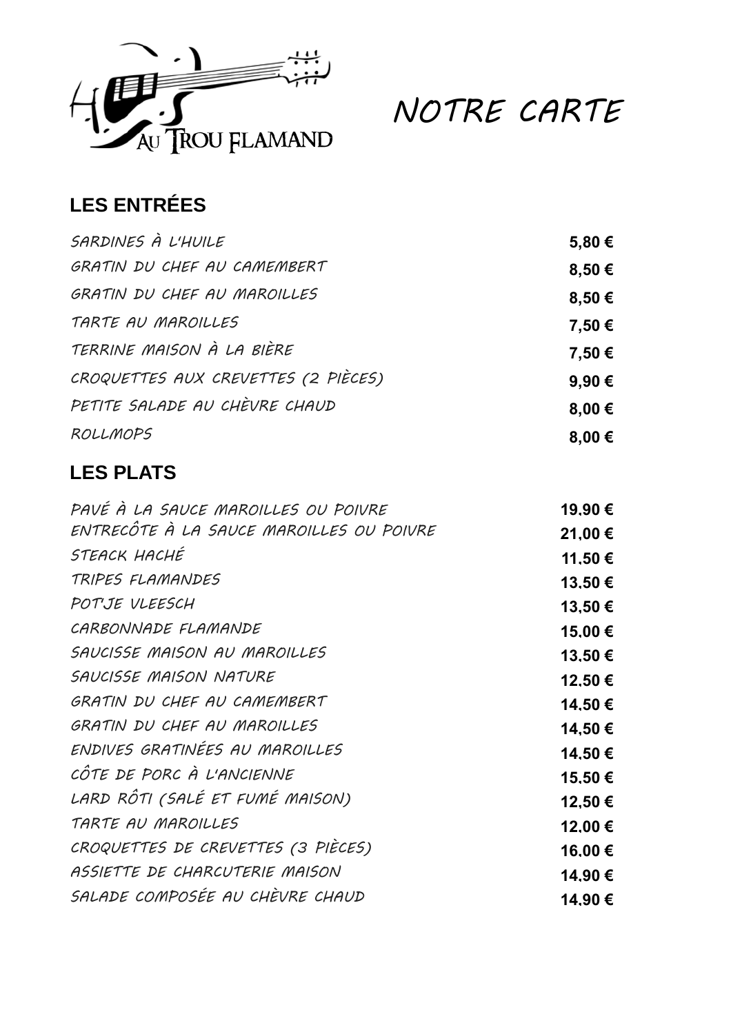AU TROU FLAMAND

# NOTRE CARTE

## LES ENTRÉES

| | |
|---|---|
| SARDINES À L'HUILE | 5,80 € |
| GRATIN DU CHEF AU CAMEMBERT | 8,50 € |
| GRATIN DU CHEF AU MAROILLES | 8,50 € |
| TARTE AU MAROILLES | 7,50 € |
| TERRINE MAISON À LA BIÈRE | 7,50 € |
| CROQUETTES AUX CREVETTES (2 PIÈCES) | 9,90 € |
| PETITE SALADE AU CHÈVRE CHAUD | 8,00 € |
| ROLLMOPS | 8,00 € |

## LES PLATS

| | |
|---|---|
| PAVÉ À LA SAUCE MAROILLES OU POIVRE | 19.90 € |
| ENTRECÔTE À LA SAUCE MAROILLES OU POIVRE | 21,00 € |
| STEACK HACHÉ | 11.50 € |
| TRIPES FLAMANDES | 13.50 € |
| POT'JE VLEESCH | 13,50 € |
| CARBONNADE FLAMANDE | 15.00 € |
| SAUCISSE MAISON AU MAROILLES | 13.50 € |
| SAUCISSE MAISON NATURE | 12.50 € |
| GRATIN DU CHEF AU CAMEMBERT | 14.50 € |
| GRATIN DU CHEF AU MAROILLES | 14,50 € |
| ENDIVES GRATINÉES AU MAROILLES | 14.50 € |
| CÔTE DE PORC À L'ANCIENNE | 15.50 € |
| LARD RÔTI (SALÉ ET FUMÉ MAISON) | 12,50 € |
| TARTE AU MAROILLES | 12.00 € |
| CROQUETTES DE CREVETTES (3 PIÈCES) | 16.00 € |
| ASSIETTE DE CHARCUTERIE MAISON | 14.90 € |
| SALADE COMPOSÉE AU CHÈVRE CHAUD | 14.90 € |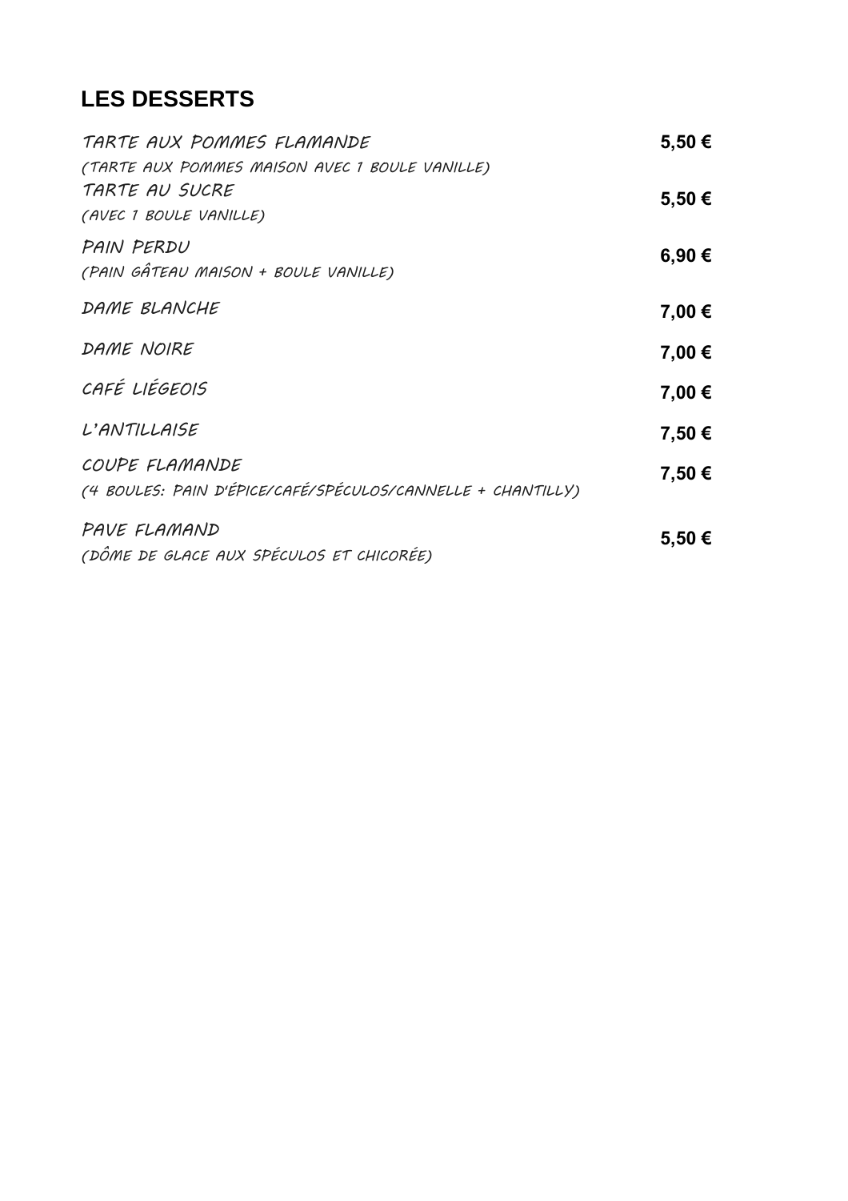## LES DESSERTS

| | |
|---|---|
| TARTE AUX POMMES FLAMANDE<br>(TARTE AUX POMMES MAISON AVEC 1 BOULE VANILLE) | 5,50 € |
| TARTE AU SUCRE<br>(AVEC 1 BOULE VANILLE) | 5,50 € |
| PAIN PERDU<br>(PAIN GÂTEAU MAISON + BOULE VANILLE) | 6,90 € |
| DAME BLANCHE | 7,00 € |
| DAME NOIRE | 7,00 € |
| CAFÉ LIÉGEOIS | 7,00 € |
| L'ANTILLAISE | 7,50 € |
| COUPE FLAMANDE<br>(4 BOULES: PAIN D'ÉPICE/CAFÉ/SPÉCULOS/CANNELLE + CHANTILLY) | 7,50 € |
| PAVE FLAMAND<br>(DÔME DE GLACE AUX SPÉCULOS ET CHICORÉE) | 5,50 € |